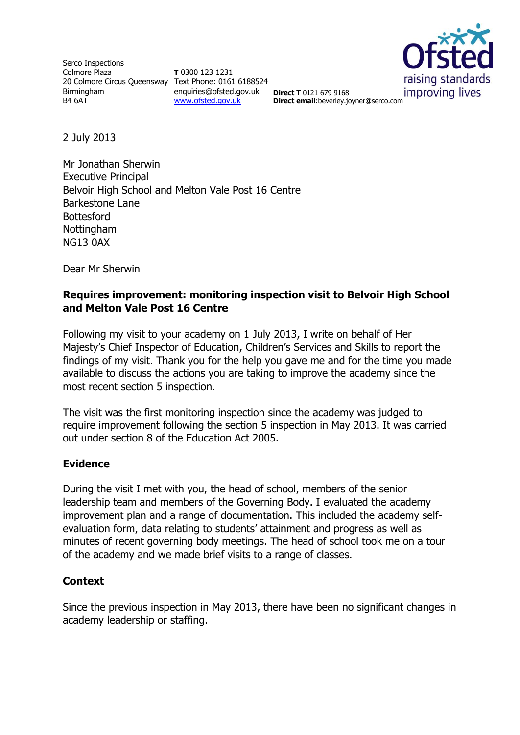Serco Inspections
Colmore Plaza
20 Colmore Circus Queensway
Birmingham
B4 6AT

**T** 0300 123 1231
Text Phone: 0161 6188524
enquiries@ofsted.gov.uk
www.ofsted.gov.uk

**Direct T** 0121 679 9168
**Direct email**:beverley.joyner@serco.com

Ofsted
raising standards
improving lives

2 July 2013

Mr Jonathan Sherwin
Executive Principal
Belvoir High School and Melton Vale Post 16 Centre
Barkestone Lane
Bottesford
Nottingham
NG13 0AX

Dear Mr Sherwin

**Requires improvement: monitoring inspection visit to Belvoir High School and Melton Vale Post 16 Centre**

Following my visit to your academy on 1 July 2013, I write on behalf of Her Majesty's Chief Inspector of Education, Children's Services and Skills to report the findings of my visit. Thank you for the help you gave me and for the time you made available to discuss the actions you are taking to improve the academy since the most recent section 5 inspection.

The visit was the first monitoring inspection since the academy was judged to require improvement following the section 5 inspection in May 2013. It was carried out under section 8 of the Education Act 2005.

## Evidence

During the visit I met with you, the head of school, members of the senior leadership team and members of the Governing Body. I evaluated the academy improvement plan and a range of documentation. This included the academy self-evaluation form, data relating to students' attainment and progress as well as minutes of recent governing body meetings. The head of school took me on a tour of the academy and we made brief visits to a range of classes.

## Context

Since the previous inspection in May 2013, there have been no significant changes in academy leadership or staffing.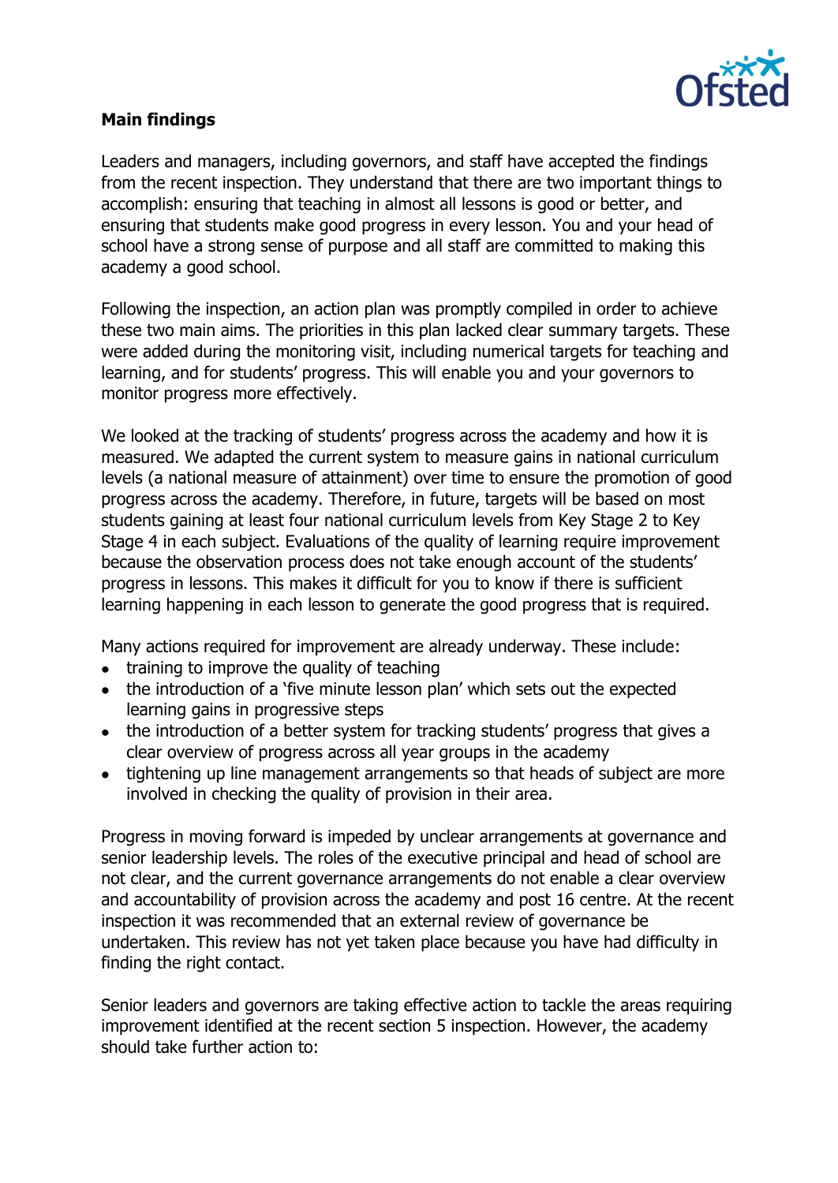**Main findings**

Leaders and managers, including governors, and staff have accepted the findings from the recent inspection. They understand that there are two important things to accomplish: ensuring that teaching in almost all lessons is good or better, and ensuring that students make good progress in every lesson. You and your head of school have a strong sense of purpose and all staff are committed to making this academy a good school.

Following the inspection, an action plan was promptly compiled in order to achieve these two main aims. The priorities in this plan lacked clear summary targets. These were added during the monitoring visit, including numerical targets for teaching and learning, and for students' progress. This will enable you and your governors to monitor progress more effectively.

We looked at the tracking of students' progress across the academy and how it is measured. We adapted the current system to measure gains in national curriculum levels (a national measure of attainment) over time to ensure the promotion of good progress across the academy. Therefore, in future, targets will be based on most students gaining at least four national curriculum levels from Key Stage 2 to Key Stage 4 in each subject. Evaluations of the quality of learning require improvement because the observation process does not take enough account of the students' progress in lessons. This makes it difficult for you to know if there is sufficient learning happening in each lesson to generate the good progress that is required.

Many actions required for improvement are already underway. These include:

- training to improve the quality of teaching
- the introduction of a 'five minute lesson plan' which sets out the expected learning gains in progressive steps
- the introduction of a better system for tracking students' progress that gives a clear overview of progress across all year groups in the academy
- tightening up line management arrangements so that heads of subject are more involved in checking the quality of provision in their area.

Progress in moving forward is impeded by unclear arrangements at governance and senior leadership levels. The roles of the executive principal and head of school are not clear, and the current governance arrangements do not enable a clear overview and accountability of provision across the academy and post 16 centre. At the recent inspection it was recommended that an external review of governance be undertaken. This review has not yet taken place because you have had difficulty in finding the right contact.

Senior leaders and governors are taking effective action to tackle the areas requiring improvement identified at the recent section 5 inspection. However, the academy should take further action to: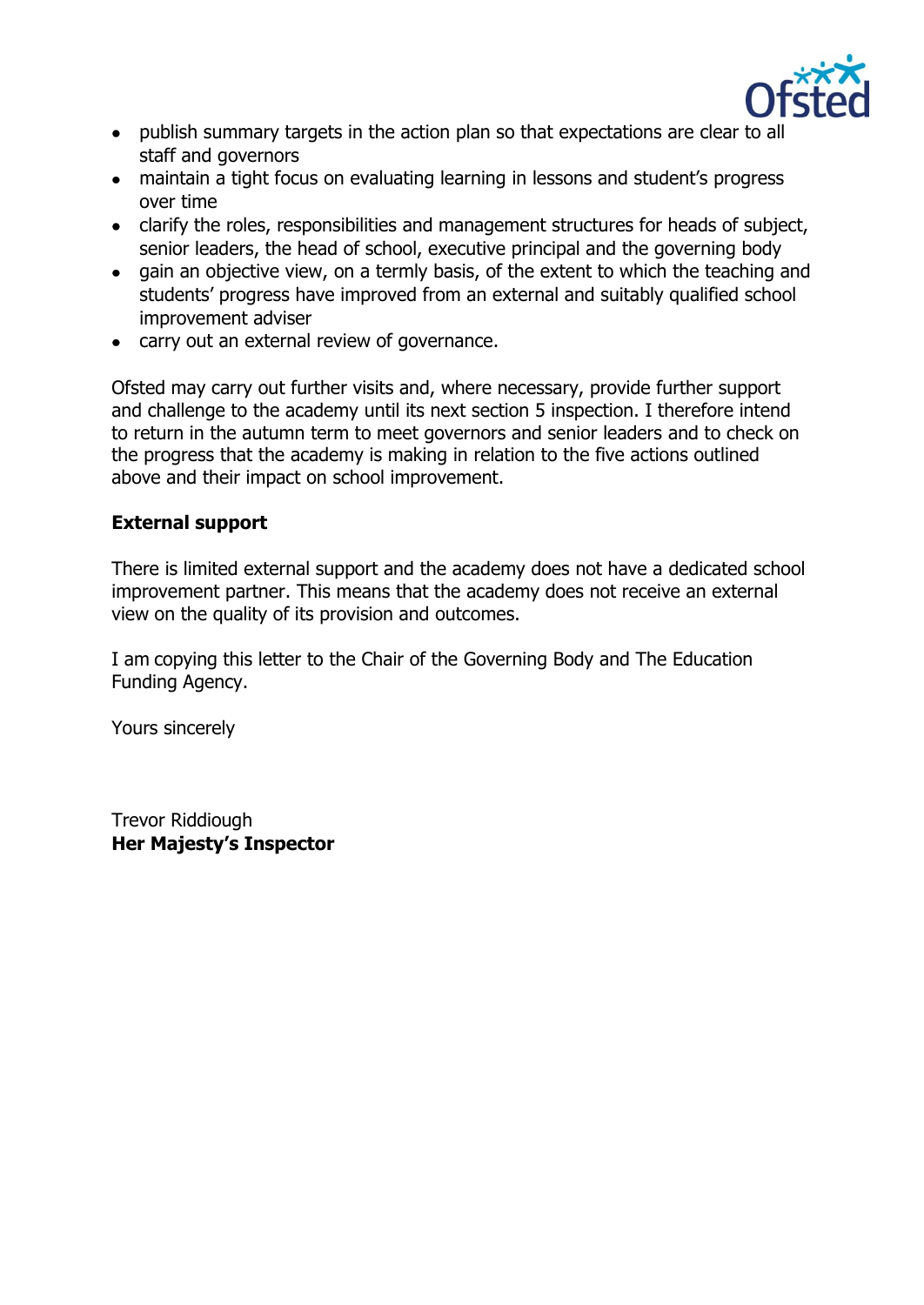- publish summary targets in the action plan so that expectations are clear to all staff and governors
- maintain a tight focus on evaluating learning in lessons and student's progress over time
- clarify the roles, responsibilities and management structures for heads of subject, senior leaders, the head of school, executive principal and the governing body
- gain an objective view, on a termly basis, of the extent to which the teaching and students' progress have improved from an external and suitably qualified school improvement adviser
- carry out an external review of governance.

Ofsted may carry out further visits and, where necessary, provide further support and challenge to the academy until its next section 5 inspection. I therefore intend to return in the autumn term to meet governors and senior leaders and to check on the progress that the academy is making in relation to the five actions outlined above and their impact on school improvement.

**External support**

There is limited external support and the academy does not have a dedicated school improvement partner. This means that the academy does not receive an external view on the quality of its provision and outcomes.

I am copying this letter to the Chair of the Governing Body and The Education Funding Agency.

Yours sincerely

Trevor Riddiough
**Her Majesty's Inspector**